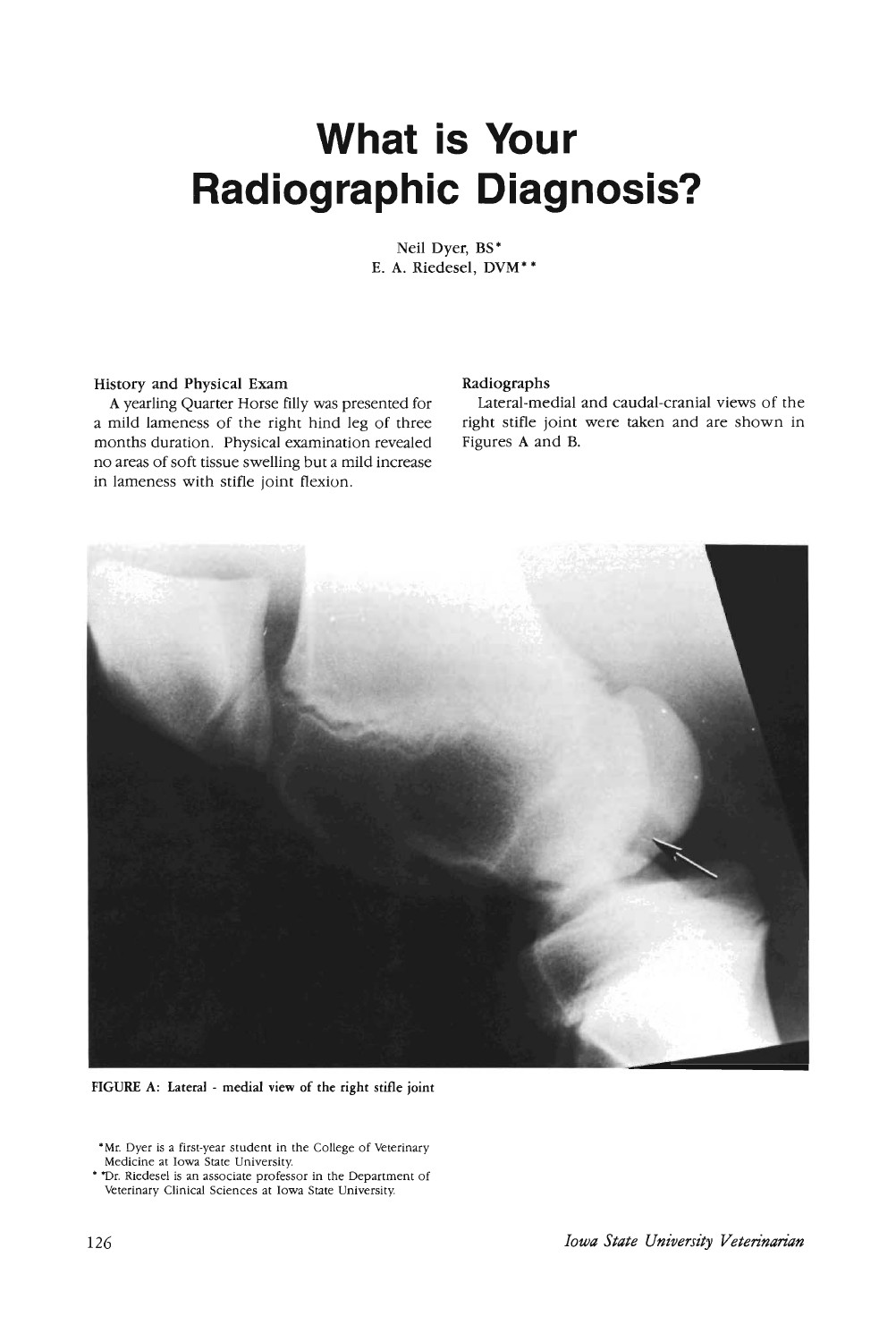# What is Your Radiographic Diagnosis?

Neil Dyer, BS*
E. A. Riedesel, DVM**

### History and Physical Exam

A yearling Quarter Horse filly was presented for a mild lameness of the right hind leg of three months duration. Physical examination revealed no areas of soft tissue swelling but a mild increase in lameness with stifle joint flexion.

### Radiographs

Lateral-medial and caudal-cranial views of the right stifle joint were taken and are shown in Figures A and B.

FIGURE A: Lateral - medial view of the right stifle joint

*Mr. Dyer is a first-year student in the College of Veterinary Medicine at Iowa State University.

**Dr. Riedesel is an associate professor in the Department of Veterinary Clinical Sciences at Iowa State University.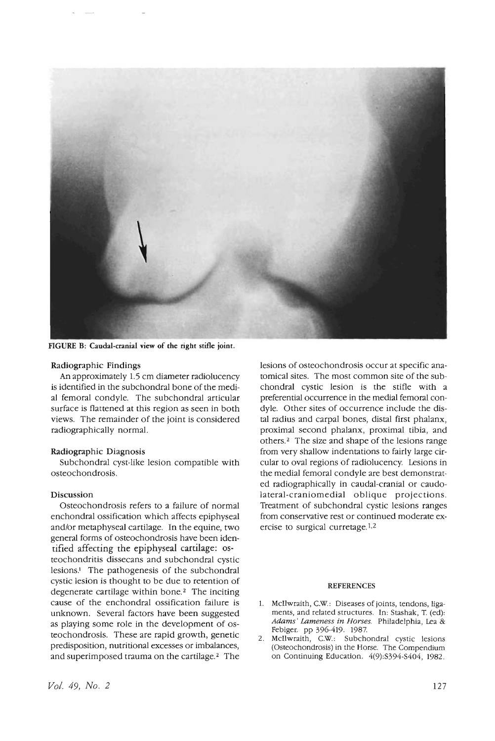FIGURE B: Caudal-cranial view of the right stifle joint.

### Radiographic Findings

An approximately 1.5 cm diameter radiolucency is identified in the subchondral bone of the medial femoral condyle. The subchondral articular surface is flattened at this region as seen in both views. The remainder of the joint is considered radiographically normal.

### Radiographic Diagnosis

Subchondral cyst-like lesion compatible with osteochondrosis.

### Discussion

Osteochondrosis refers to a failure of normal enchondral ossification which affects epiphyseal and/or metaphyseal cartilage. In the equine, two general forms of osteochondrosis have been identified affecting the epiphyseal cartilage: osteochondritis dissecans and subchondral cystic lesions.[1] The pathogenesis of the subchondral cystic lesion is thought to be due to retention of degenerate cartilage within bone.[2] The inciting cause of the enchondral ossification failure is unknown. Several factors have been suggested as playing some role in the development of osteochondrosis. These are rapid growth, genetic predisposition, nutritional excesses or imbalances, and superimposed trauma on the cartilage.[2] The lesions of osteochondrosis occur at specific anatomical sites. The most common site of the subchondral cystic lesion is the stifle with a preferential occurrence in the medial femoral condyle. Other sites of occurrence include the distal radius and carpal bones, distal first phalanx, proximal second phalanx, proximal tibia, and others.[2] The size and shape of the lesions range from very shallow indentations to fairly large circular to oval regions of radiolucency. Lesions in the medial femoral condyle are best demonstrated radiographically in caudal-cranial or caudolateral-craniomedial oblique projections. Treatment of subchondral cystic lesions ranges from conservative rest or continued moderate exercise to surgical curretage.[1,2]

#### REFERENCES

1. McIlwraith, C.W.: Diseases of joints, tendons, ligaments, and related structures. In: Stashak, T. (ed): *Adams' Lameness in Horses.* Philadelphia, Lea & Febiger. pp 396-419. 1987.
2. McIlwraith, C.W.: Subchondral cystic lesions (Osteochondrosis) in the Horse. The Compendium on Continuing Education. 4(9):S394-S404, 1982.